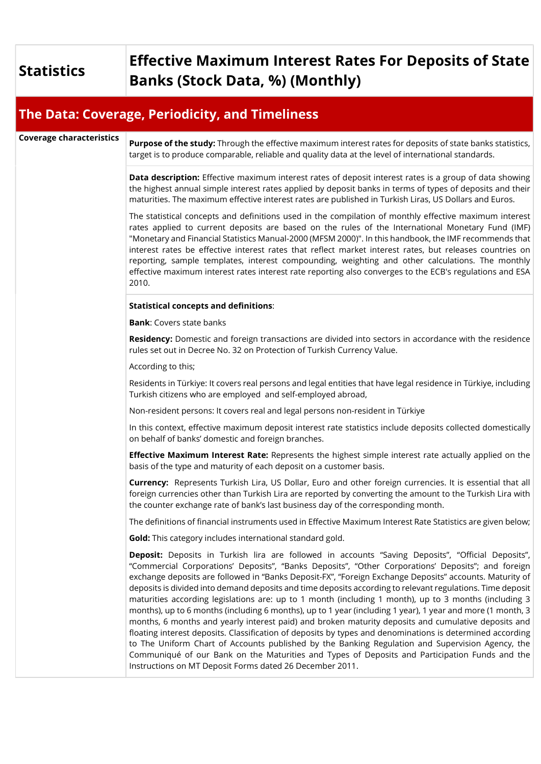# Statistics

## Effective Maximum Interest Rates For Deposits of State Banks (Stock Data, %) (Monthly)

## The Data: Coverage, Periodicity, and Timeliness

### Coverage characteristics

**Purpose of the study:** Through the effective maximum interest rates for deposits of state banks statistics, target is to produce comparable, reliable and quality data at the level of international standards.

**Data description:** Effective maximum interest rates of deposit interest rates is a group of data showing the highest annual simple interest rates applied by deposit banks in terms of types of deposits and their maturities. The maximum effective interest rates are published in Turkish Liras, US Dollars and Euros.

The statistical concepts and definitions used in the compilation of monthly effective maximum interest rates applied to current deposits are based on the rules of the International Monetary Fund (IMF) "Monetary and Financial Statistics Manual-2000 (MFSM 2000)". In this handbook, the IMF recommends that interest rates be effective interest rates that reflect market interest rates, but releases countries on reporting, sample templates, interest compounding, weighting and other calculations. The monthly effective maximum interest rates interest rate reporting also converges to the ECB's regulations and ESA 2010.

**Statistical concepts and definitions**:

**Bank**: Covers state banks

**Residency:** Domestic and foreign transactions are divided into sectors in accordance with the residence rules set out in Decree No. 32 on Protection of Turkish Currency Value.

According to this;

Residents in Türkiye: It covers real persons and legal entities that have legal residence in Türkiye, including Turkish citizens who are employed and self-employed abroad,

Non-resident persons: It covers real and legal persons non-resident in Türkiye

In this context, effective maximum deposit interest rate statistics include deposits collected domestically on behalf of banks' domestic and foreign branches.

**Effective Maximum Interest Rate:** Represents the highest simple interest rate actually applied on the basis of the type and maturity of each deposit on a customer basis.

**Currency:** Represents Turkish Lira, US Dollar, Euro and other foreign currencies. It is essential that all foreign currencies other than Turkish Lira are reported by converting the amount to the Turkish Lira with the counter exchange rate of bank's last business day of the corresponding month.

The definitions of financial instruments used in Effective Maximum Interest Rate Statistics are given below;

**Gold:** This category includes international standard gold.

**Deposit:** Deposits in Turkish lira are followed in accounts "Saving Deposits", "Official Deposits", "Commercial Corporations' Deposits", "Banks Deposits", "Other Corporations' Deposits"; and foreign exchange deposits are followed in "Banks Deposit-FX", "Foreign Exchange Deposits" accounts. Maturity of deposits is divided into demand deposits and time deposits according to relevant regulations. Time deposit maturities according legislations are: up to 1 month (including 1 month), up to 3 months (including 3 months), up to 6 months (including 6 months), up to 1 year (including 1 year), 1 year and more (1 month, 3 months, 6 months and yearly interest paid) and broken maturity deposits and cumulative deposits and floating interest deposits. Classification of deposits by types and denominations is determined according to The Uniform Chart of Accounts published by the Banking Regulation and Supervision Agency, the Communiqué of our Bank on the Maturities and Types of Deposits and Participation Funds and the Instructions on MT Deposit Forms dated 26 December 2011.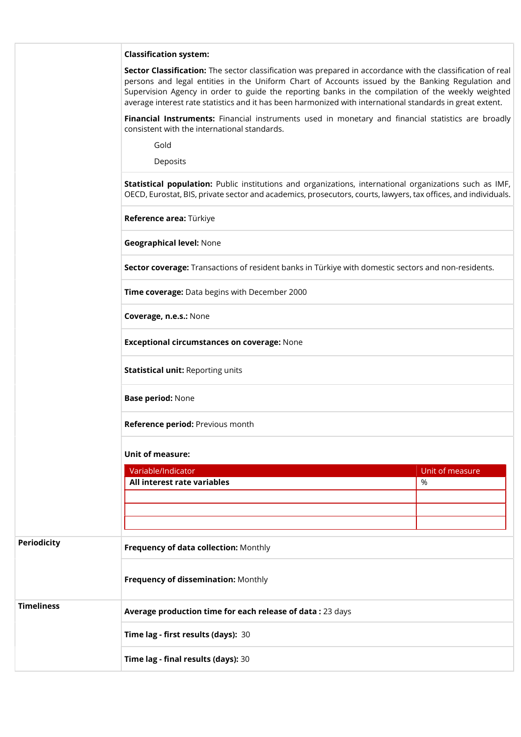| | |
|---|---|
| | **Classification system:**<br><br>**Sector Classification:** The sector classification was prepared in accordance with the classification of real persons and legal entities in the Uniform Chart of Accounts issued by the Banking Regulation and Supervision Agency in order to guide the reporting banks in the compilation of the weekly weighted average interest rate statistics and it has been harmonized with international standards in great extent.<br><br>**Financial Instruments:** Financial instruments used in monetary and financial statistics are broadly consistent with the international standards.<br><br>Gold<br><br>Deposits |
| | **Statistical population:** Public institutions and organizations, international organizations such as IMF, OECD, Eurostat, BIS, private sector and academics, prosecutors, courts, lawyers, tax offices, and individuals. |
| | **Reference area:** Türkiye |
| | **Geographical level:** None |
| | **Sector coverage:** Transactions of resident banks in Türkiye with domestic sectors and non-residents. |
| | **Time coverage:** Data begins with December 2000 |
| | **Coverage, n.e.s.:** None |
| | **Exceptional circumstances on coverage:** None |
| | **Statistical unit:** Reporting units |
| | **Base period:** None |
| | **Reference period:** Previous month |
| | **Unit of measure:** |
| **Periodicity** | **Frequency of data collection:** Monthly |
| | **Frequency of dissemination:** Monthly |
| **Timeliness** | **Average production time for each release of data :** 23 days |
| | **Time lag - first results (days):** 30 |
| | **Time lag - final results (days):** 30 |

**Unit of measure:**

| Variable/Indicator | Unit of measure |
|---|---|
| **All interest rate variables** | % |
| | |
| | |
| | |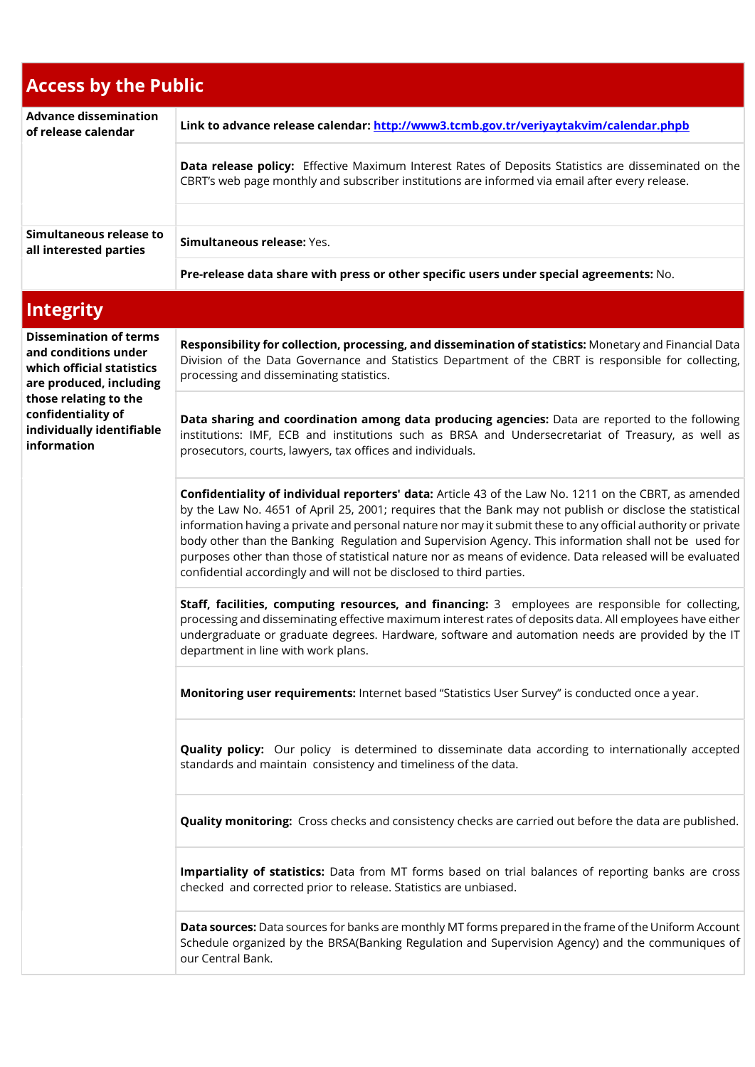## Access by the Public

| | |
|---|---|
| **Advance dissemination of release calendar** | **Link to advance release calendar:** [http://www3.tcmb.gov.tr/veriyaytakvim/calendar.phpb](http://www3.tcmb.gov.tr/veriyaytakvim/calendar.phpb) |
| | **Data release policy:** Effective Maximum Interest Rates of Deposits Statistics are disseminated on the CBRT's web page monthly and subscriber institutions are informed via email after every release. |
| | |
| **Simultaneous release to all interested parties** | **Simultaneous release:** Yes. |
| | **Pre-release data share with press or other specific users under special agreements:** No. |

## Integrity

| | |
|---|---|
| **Dissemination of terms and conditions under which official statistics are produced, including those relating to the confidentiality of individually identifiable information** | **Responsibility for collection, processing, and dissemination of statistics:** Monetary and Financial Data Division of the Data Governance and Statistics Department of the CBRT is responsible for collecting, processing and disseminating statistics. |
| | **Data sharing and coordination among data producing agencies:** Data are reported to the following institutions: IMF, ECB and institutions such as BRSA and Undersecretariat of Treasury, as well as prosecutors, courts, lawyers, tax offices and individuals. |
| | **Confidentiality of individual reporters' data:** Article 43 of the Law No. 1211 on the CBRT, as amended by the Law No. 4651 of April 25, 2001; requires that the Bank may not publish or disclose the statistical information having a private and personal nature nor may it submit these to any official authority or private body other than the Banking Regulation and Supervision Agency. This information shall not be used for purposes other than those of statistical nature nor as means of evidence. Data released will be evaluated confidential accordingly and will not be disclosed to third parties. |
| | **Staff, facilities, computing resources, and financing:** 3 employees are responsible for collecting, processing and disseminating effective maximum interest rates of deposits data. All employees have either undergraduate or graduate degrees. Hardware, software and automation needs are provided by the IT department in line with work plans. |
| | **Monitoring user requirements:** Internet based "Statistics User Survey" is conducted once a year. |
| | **Quality policy:** Our policy is determined to disseminate data according to internationally accepted standards and maintain consistency and timeliness of the data. |
| | **Quality monitoring:** Cross checks and consistency checks are carried out before the data are published. |
| | **Impartiality of statistics:** Data from MT forms based on trial balances of reporting banks are cross checked and corrected prior to release. Statistics are unbiased. |
| | **Data sources:** Data sources for banks are monthly MT forms prepared in the frame of the Uniform Account Schedule organized by the BRSA(Banking Regulation and Supervision Agency) and the communiques of our Central Bank. |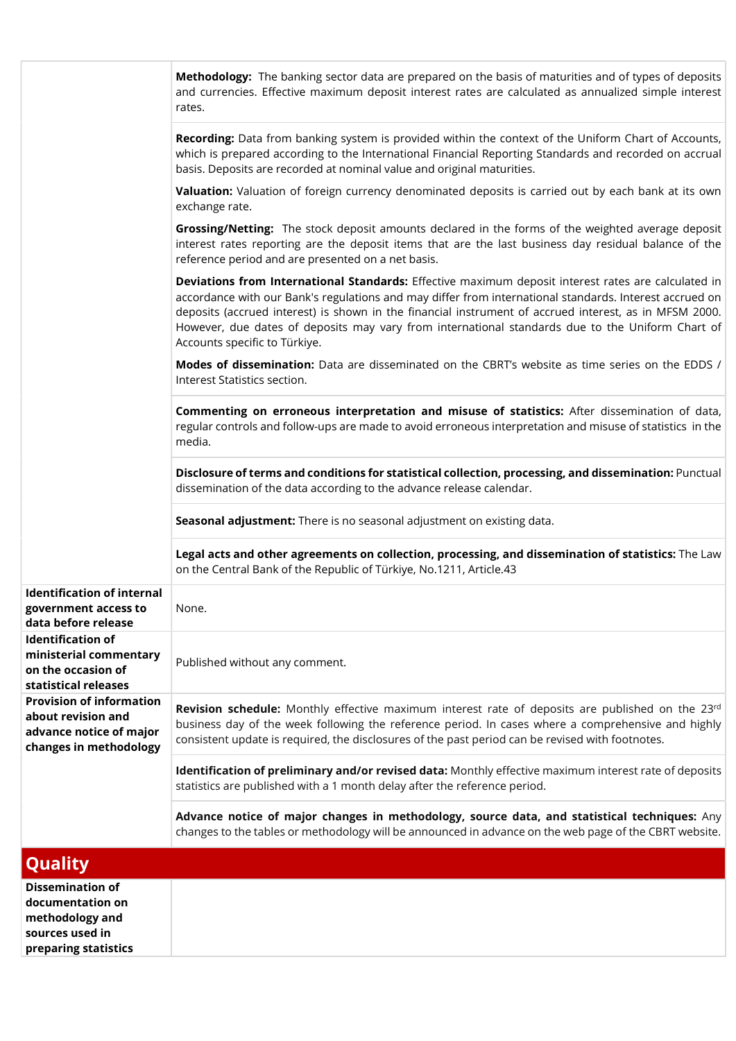| | |
|---|---|
| | **Methodology:** The banking sector data are prepared on the basis of maturities and of types of deposits and currencies. Effective maximum deposit interest rates are calculated as annualized simple interest rates. |
| | **Recording:** Data from banking system is provided within the context of the Uniform Chart of Accounts, which is prepared according to the International Financial Reporting Standards and recorded on accrual basis. Deposits are recorded at nominal value and original maturities.<br><br>**Valuation:** Valuation of foreign currency denominated deposits is carried out by each bank at its own exchange rate.<br><br>**Grossing/Netting:** The stock deposit amounts declared in the forms of the weighted average deposit interest rates reporting are the deposit items that are the last business day residual balance of the reference period and are presented on a net basis.<br><br>**Deviations from International Standards:** Effective maximum deposit interest rates are calculated in accordance with our Bank's regulations and may differ from international standards. Interest accrued on deposits (accrued interest) is shown in the financial instrument of accrued interest, as in MFSM 2000. However, due dates of deposits may vary from international standards due to the Uniform Chart of Accounts specific to Türkiye.<br><br>**Modes of dissemination:** Data are disseminated on the CBRT's website as time series on the EDDS / Interest Statistics section. |
| | **Commenting on erroneous interpretation and misuse of statistics:** After dissemination of data, regular controls and follow-ups are made to avoid erroneous interpretation and misuse of statistics in the media. |
| | **Disclosure of terms and conditions for statistical collection, processing, and dissemination:** Punctual dissemination of the data according to the advance release calendar. |
| | **Seasonal adjustment:** There is no seasonal adjustment on existing data. |
| | **Legal acts and other agreements on collection, processing, and dissemination of statistics:** The Law on the Central Bank of the Republic of Türkiye, No.1211, Article.43 |
| **Identification of internal government access to data before release** | None. |
| **Identification of ministerial commentary on the occasion of statistical releases** | Published without any comment. |
| **Provision of information about revision and advance notice of major changes in methodology** | **Revision schedule:** Monthly effective maximum interest rate of deposits are published on the 23rd business day of the week following the reference period. In cases where a comprehensive and highly consistent update is required, the disclosures of the past period can be revised with footnotes. |
| | **Identification of preliminary and/or revised data:** Monthly effective maximum interest rate of deposits statistics are published with a 1 month delay after the reference period. |
| | **Advance notice of major changes in methodology, source data, and statistical techniques:** Any changes to the tables or methodology will be announced in advance on the web page of the CBRT website. |

## Quality

| | |
|---|---|
| **Dissemination of documentation on methodology and sources used in preparing statistics** | |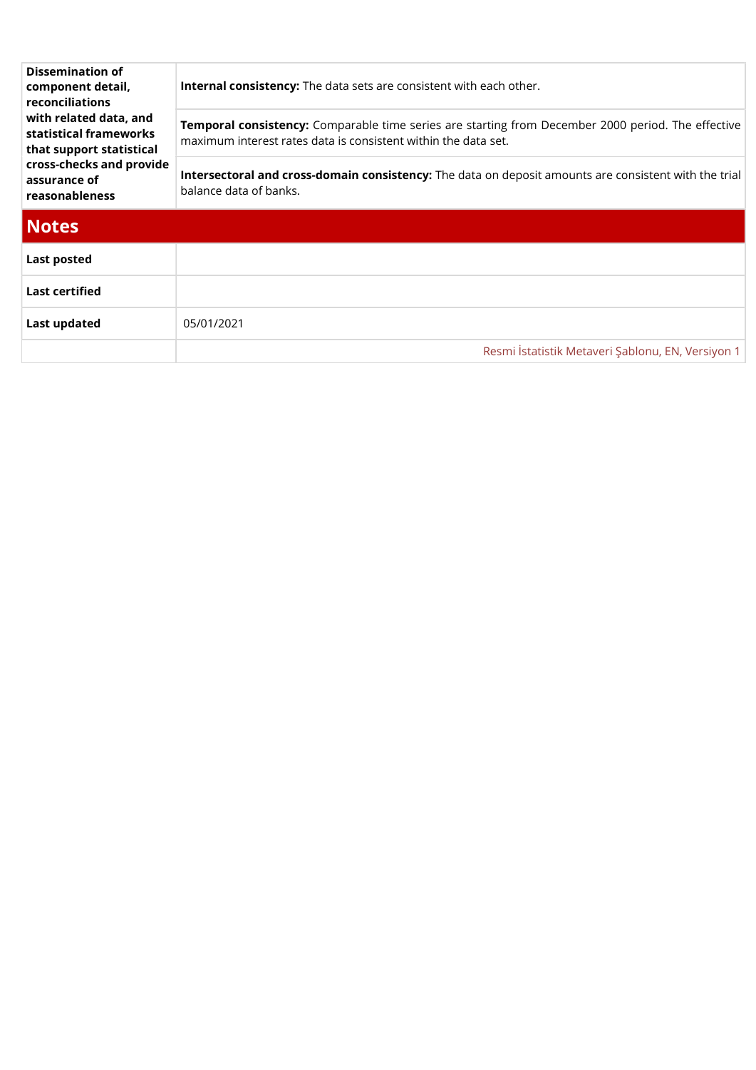| | |
|---|---|
| **Dissemination of component detail, reconciliations with related data, and statistical frameworks that support statistical cross-checks and provide assurance of reasonableness** | **Internal consistency:** The data sets are consistent with each other. |
| | **Temporal consistency:** Comparable time series are starting from December 2000 period. The effective maximum interest rates data is consistent within the data set. |
| | **Intersectoral and cross-domain consistency:** The data on deposit amounts are consistent with the trial balance data of banks. |

## Notes

| | |
|---|---|
| **Last posted** | |
| **Last certified** | |
| **Last updated** | 05/01/2021 |
| | Resmi İstatistik Metaveri Şablonu, EN, Versiyon 1 |